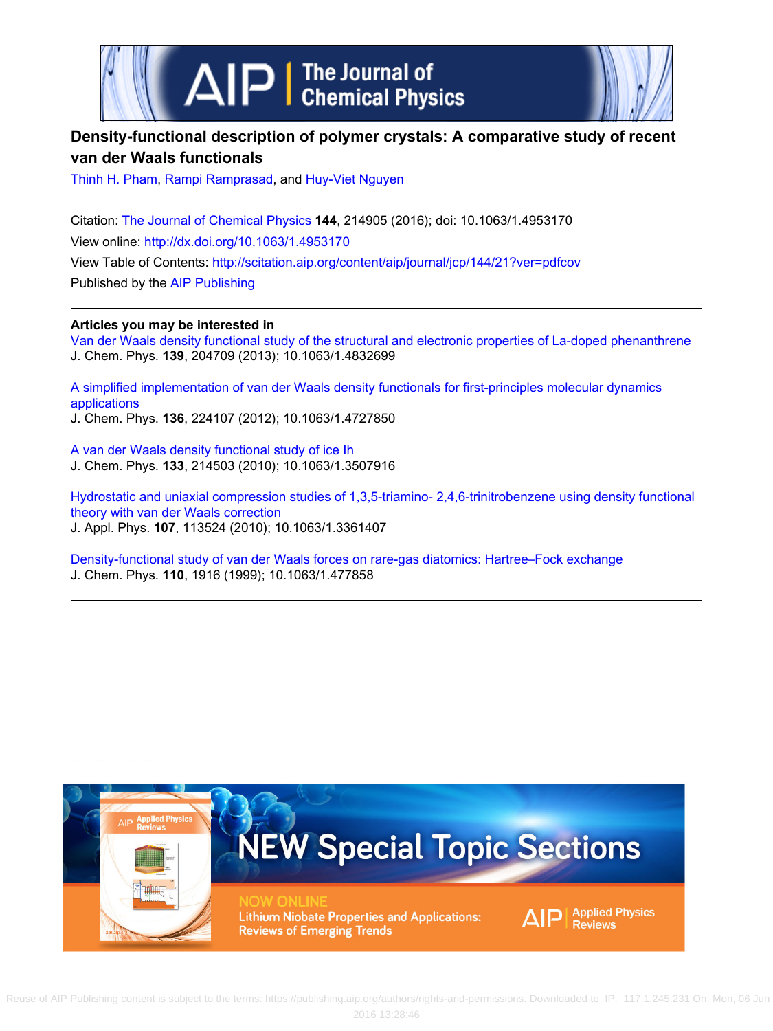# Density-functional description of polymer crystals: A comparative study of recent van der Waals functionals

Thinh H. Pham, Rampi Ramprasad, and Huy-Viet Nguyen

Citation: The Journal of Chemical Physics **144**, 214905 (2016); doi: 10.1063/1.4953170

View online: http://dx.doi.org/10.1063/1.4953170

View Table of Contents: http://scitation.aip.org/content/aip/journal/jcp/144/21?ver=pdfcov

Published by the AIP Publishing

---

**Articles you may be interested in**

Van der Waals density functional study of the structural and electronic properties of La-doped phenanthrene
J. Chem. Phys. **139**, 204709 (2013); 10.1063/1.4832699

A simplified implementation of van der Waals density functionals for first-principles molecular dynamics applications
J. Chem. Phys. **136**, 224107 (2012); 10.1063/1.4727850

A van der Waals density functional study of ice Ih
J. Chem. Phys. **133**, 214503 (2010); 10.1063/1.3507916

Hydrostatic and uniaxial compression studies of 1,3,5-triamino- 2,4,6-trinitrobenzene using density functional theory with van der Waals correction
J. Appl. Phys. **107**, 113524 (2010); 10.1063/1.3361407

Density-functional study of van der Waals forces on rare-gas diatomics: Hartree–Fock exchange
J. Chem. Phys. **110**, 1916 (1999); 10.1063/1.477858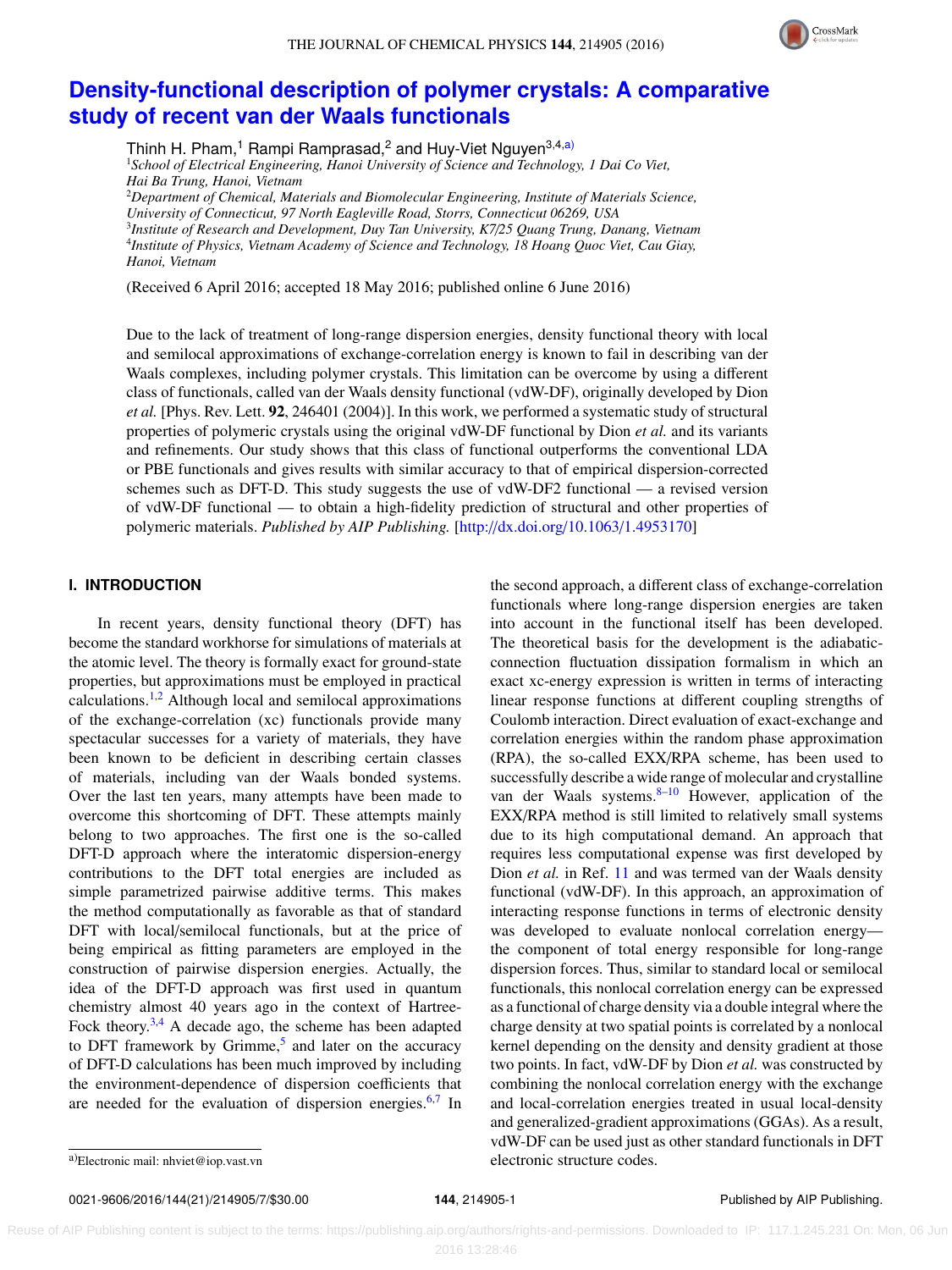# Density-functional description of polymer crystals: A comparative study of recent van der Waals functionals

Thinh H. Pham,[1] Rampi Ramprasad,[2] and Huy-Viet Nguyen[3,4,a)]

[1]*School of Electrical Engineering, Hanoi University of Science and Technology, 1 Dai Co Viet, Hai Ba Trung, Hanoi, Vietnam*
[2]*Department of Chemical, Materials and Biomolecular Engineering, Institute of Materials Science, University of Connecticut, 97 North Eagleville Road, Storrs, Connecticut 06269, USA*
[3]*Institute of Research and Development, Duy Tan University, K7/25 Quang Trung, Danang, Vietnam*
[4]*Institute of Physics, Vietnam Academy of Science and Technology, 18 Hoang Quoc Viet, Cau Giay, Hanoi, Vietnam*

(Received 6 April 2016; accepted 18 May 2016; published online 6 June 2016)

Due to the lack of treatment of long-range dispersion energies, density functional theory with local and semilocal approximations of exchange-correlation energy is known to fail in describing van der Waals complexes, including polymer crystals. This limitation can be overcome by using a different class of functionals, called van der Waals density functional (vdW-DF), originally developed by Dion *et al.* [Phys. Rev. Lett. **92**, 246401 (2004)]. In this work, we performed a systematic study of structural properties of polymeric crystals using the original vdW-DF functional by Dion *et al.* and its variants and refinements. Our study shows that this class of functional outperforms the conventional LDA or PBE functionals and gives results with similar accuracy to that of empirical dispersion-corrected schemes such as DFT-D. This study suggests the use of vdW-DF2 functional — a revised version of vdW-DF functional — to obtain a high-fidelity prediction of structural and other properties of polymeric materials. *Published by AIP Publishing.* [http://dx.doi.org/10.1063/1.4953170]

## I. INTRODUCTION

In recent years, density functional theory (DFT) has become the standard workhorse for simulations of materials at the atomic level. The theory is formally exact for ground-state properties, but approximations must be employed in practical calculations.[1,2] Although local and semilocal approximations of the exchange-correlation (xc) functionals provide many spectacular successes for a variety of materials, they have been known to be deficient in describing certain classes of materials, including van der Waals bonded systems. Over the last ten years, many attempts have been made to overcome this shortcoming of DFT. These attempts mainly belong to two approaches. The first one is the so-called DFT-D approach where the interatomic dispersion-energy contributions to the DFT total energies are included as simple parametrized pairwise additive terms. This makes the method computationally as favorable as that of standard DFT with local/semilocal functionals, but at the price of being empirical as fitting parameters are employed in the construction of pairwise dispersion energies. Actually, the idea of the DFT-D approach was first used in quantum chemistry almost 40 years ago in the context of Hartree-Fock theory.[3,4] A decade ago, the scheme has been adapted to DFT framework by Grimme,[5] and later on the accuracy of DFT-D calculations has been much improved by including the environment-dependence of dispersion coefficients that are needed for the evaluation of dispersion energies.[6,7] In the second approach, a different class of exchange-correlation functionals where long-range dispersion energies are taken into account in the functional itself has been developed. The theoretical basis for the development is the adiabatic-connection fluctuation dissipation formalism in which an exact xc-energy expression is written in terms of interacting linear response functions at different coupling strengths of Coulomb interaction. Direct evaluation of exact-exchange and correlation energies within the random phase approximation (RPA), the so-called EXX/RPA scheme, has been used to successfully describe a wide range of molecular and crystalline van der Waals systems.[8–10] However, application of the EXX/RPA method is still limited to relatively small systems due to its high computational demand. An approach that requires less computational expense was first developed by Dion *et al.* in Ref. 11 and was termed van der Waals density functional (vdW-DF). In this approach, an approximation of interacting response functions in terms of electronic density was developed to evaluate nonlocal correlation energy—the component of total energy responsible for long-range dispersion forces. Thus, similar to standard local or semilocal functionals, this nonlocal correlation energy can be expressed as a functional of charge density via a double integral where the charge density at two spatial points is correlated by a nonlocal kernel depending on the density and density gradient at those two points. In fact, vdW-DF by Dion *et al.* was constructed by combining the nonlocal correlation energy with the exchange and local-correlation energies treated in usual local-density and generalized-gradient approximations (GGAs). As a result, vdW-DF can be used just as other standard functionals in DFT electronic structure codes.

[a)]Electronic mail: nhviet@iop.vast.vn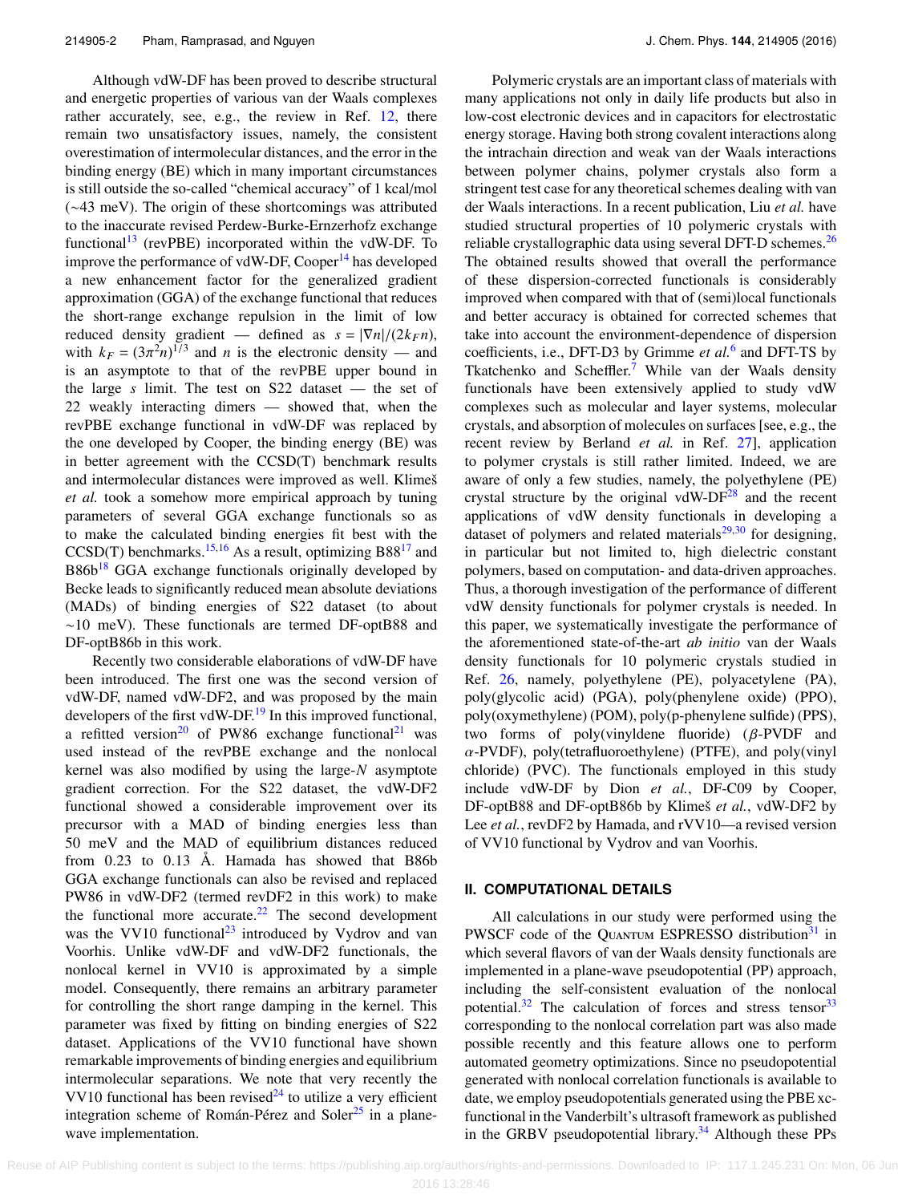Although vdW-DF has been proved to describe structural and energetic properties of various van der Waals complexes rather accurately, see, e.g., the review in Ref. 12, there remain two unsatisfactory issues, namely, the consistent overestimation of intermolecular distances, and the error in the binding energy (BE) which in many important circumstances is still outside the so-called "chemical accuracy" of 1 kcal/mol (~43 meV). The origin of these shortcomings was attributed to the inaccurate revised Perdew-Burke-Ernzerhofz exchange functional[13] (revPBE) incorporated within the vdW-DF. To improve the performance of vdW-DF, Cooper[14] has developed a new enhancement factor for the generalized gradient approximation (GGA) of the exchange functional that reduces the short-range exchange repulsion in the limit of low reduced density gradient — defined as $s = |\nabla n|/(2k_F n)$, with $k_F = (3\pi^2 n)^{1/3}$ and $n$ is the electronic density — and is an asymptote to that of the revPBE upper bound in the large $s$ limit. The test on S22 dataset — the set of 22 weakly interacting dimers — showed that, when the revPBE exchange functional in vdW-DF was replaced by the one developed by Cooper, the binding energy (BE) was in better agreement with the CCSD(T) benchmark results and intermolecular distances were improved as well. Klimeš *et al.* took a somehow more empirical approach by tuning parameters of several GGA exchange functionals so as to make the calculated binding energies fit best with the CCSD(T) benchmarks.[15,16] As a result, optimizing B88[17] and B86b[18] GGA exchange functionals originally developed by Becke leads to significantly reduced mean absolute deviations (MADs) of binding energies of S22 dataset (to about ~10 meV). These functionals are termed DF-optB88 and DF-optB86b in this work.

Recently two considerable elaborations of vdW-DF have been introduced. The first one was the second version of vdW-DF, named vdW-DF2, and was proposed by the main developers of the first vdW-DF.[19] In this improved functional, a refitted version[20] of PW86 exchange functional[21] was used instead of the revPBE exchange and the nonlocal kernel was also modified by using the large-*N* asymptote gradient correction. For the S22 dataset, the vdW-DF2 functional showed a considerable improvement over its precursor with a MAD of binding energies less than 50 meV and the MAD of equilibrium distances reduced from 0.23 to 0.13 Å. Hamada has showed that B86b GGA exchange functionals can also be revised and replaced PW86 in vdW-DF2 (termed revDF2 in this work) to make the functional more accurate.[22] The second development was the VV10 functional[23] introduced by Vydrov and van Voorhis. Unlike vdW-DF and vdW-DF2 functionals, the nonlocal kernel in VV10 is approximated by a simple model. Consequently, there remains an arbitrary parameter for controlling the short range damping in the kernel. This parameter was fixed by fitting on binding energies of S22 dataset. Applications of the VV10 functional have shown remarkable improvements of binding energies and equilibrium intermolecular separations. We note that very recently the VV10 functional has been revised[24] to utilize a very efficient integration scheme of Román-Pérez and Soler[25] in a plane-wave implementation.

Polymeric crystals are an important class of materials with many applications not only in daily life products but also in low-cost electronic devices and in capacitors for electrostatic energy storage. Having both strong covalent interactions along the intrachain direction and weak van der Waals interactions between polymer chains, polymer crystals also form a stringent test case for any theoretical schemes dealing with van der Waals interactions. In a recent publication, Liu *et al.* have studied structural properties of 10 polymeric crystals with reliable crystallographic data using several DFT-D schemes.[26] The obtained results showed that overall the performance of these dispersion-corrected functionals is considerably improved when compared with that of (semi)local functionals and better accuracy is obtained for corrected schemes that take into account the environment-dependence of dispersion coefficients, i.e., DFT-D3 by Grimme *et al.*[6] and DFT-TS by Tkatchenko and Scheffler.[7] While van der Waals density functionals have been extensively applied to study vdW complexes such as molecular and layer systems, molecular crystals, and absorption of molecules on surfaces [see, e.g., the recent review by Berland *et al.* in Ref. 27], application to polymer crystals is still rather limited. Indeed, we are aware of only a few studies, namely, the polyethylene (PE) crystal structure by the original vdW-DF[28] and the recent applications of vdW density functionals in developing a dataset of polymers and related materials[29,30] for designing, in particular but not limited to, high dielectric constant polymers, based on computation- and data-driven approaches. Thus, a thorough investigation of the performance of different vdW density functionals for polymer crystals is needed. In this paper, we systematically investigate the performance of the aforementioned state-of-the-art *ab initio* van der Waals density functionals for 10 polymeric crystals studied in Ref. 26, namely, polyethylene (PE), polyacetylene (PA), poly(glycolic acid) (PGA), poly(phenylene oxide) (PPO), poly(oxymethylene) (POM), poly(p-phenylene sulfide) (PPS), two forms of poly(vinyldene fluoride) ($\beta$-PVDF and $\alpha$-PVDF), poly(tetrafluoroethylene) (PTFE), and poly(vinyl chloride) (PVC). The functionals employed in this study include vdW-DF by Dion *et al.*, DF-C09 by Cooper, DF-optB88 and DF-optB86b by Klimeš *et al.*, vdW-DF2 by Lee *et al.*, revDF2 by Hamada, and rVV10—a revised version of VV10 functional by Vydrov and van Voorhis.

## II. COMPUTATIONAL DETAILS

All calculations in our study were performed using the PWSCF code of the Quantum ESPRESSO distribution[31] in which several flavors of van der Waals density functionals are implemented in a plane-wave pseudopotential (PP) approach, including the self-consistent evaluation of the nonlocal potential.[32] The calculation of forces and stress tensor[33] corresponding to the nonlocal correlation part was also made possible recently and this feature allows one to perform automated geometry optimizations. Since no pseudopotential generated with nonlocal correlation functionals is available to date, we employ pseudopotentials generated using the PBE xc-functional in the Vanderbilt's ultrasoft framework as published in the GRBV pseudopotential library.[34] Although these PPs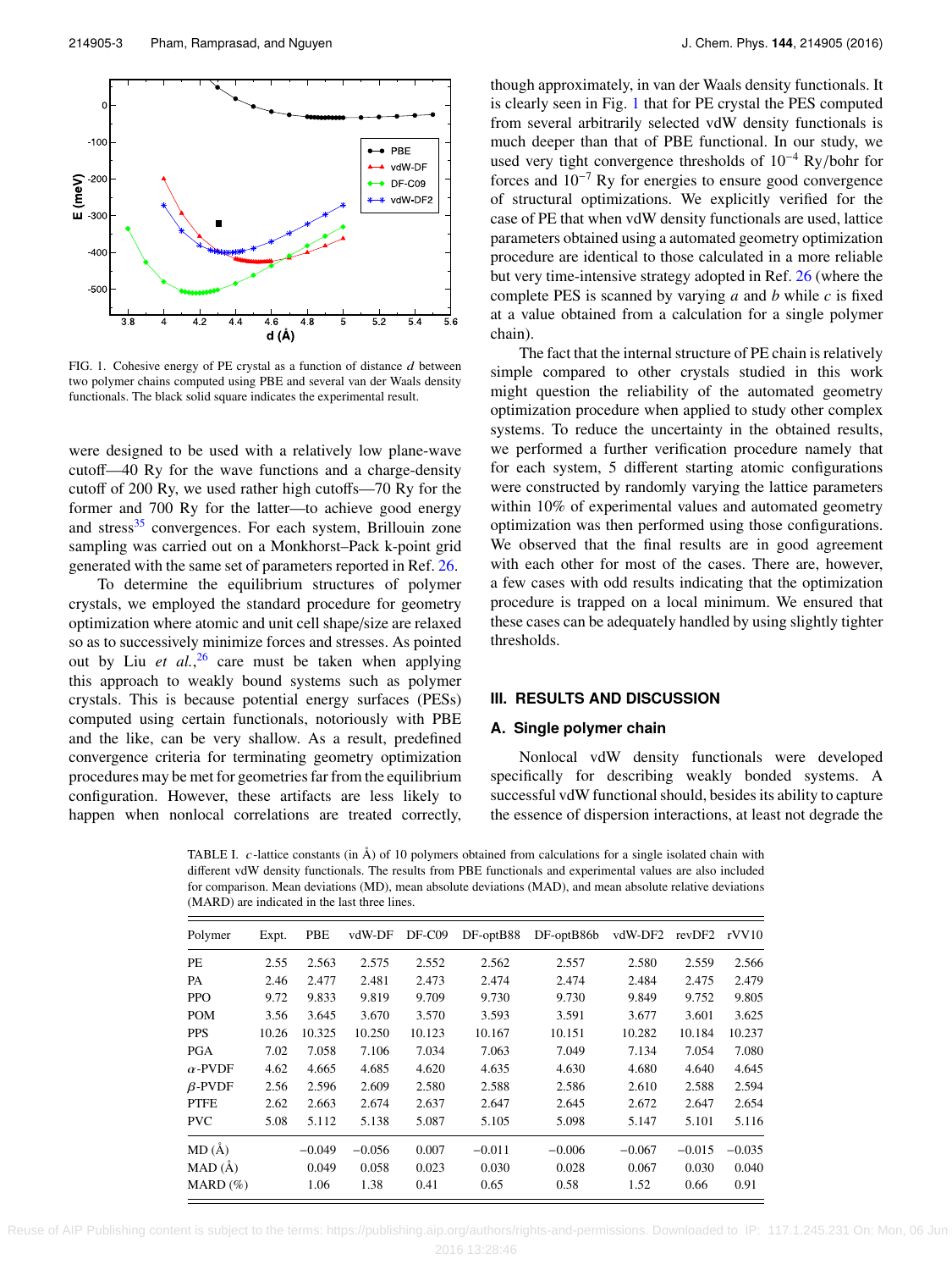FIG. 1. Cohesive energy of PE crystal as a function of distance $d$ between two polymer chains computed using PBE and several van der Waals density functionals. The black solid square indicates the experimental result.

were designed to be used with a relatively low plane-wave cutoff—40 Ry for the wave functions and a charge-density cutoff of 200 Ry, we used rather high cutoffs—70 Ry for the former and 700 Ry for the latter—to achieve good energy and stress[35] convergences. For each system, Brillouin zone sampling was carried out on a Monkhorst–Pack k-point grid generated with the same set of parameters reported in Ref. 26.

To determine the equilibrium structures of polymer crystals, we employed the standard procedure for geometry optimization where atomic and unit cell shape/size are relaxed so as to successively minimize forces and stresses. As pointed out by Liu *et al.*,[26] care must be taken when applying this approach to weakly bound systems such as polymer crystals. This is because potential energy surfaces (PESs) computed using certain functionals, notoriously with PBE and the like, can be very shallow. As a result, predefined convergence criteria for terminating geometry optimization procedures may be met for geometries far from the equilibrium configuration. However, these artifacts are less likely to happen when nonlocal correlations are treated correctly, though approximately, in van der Waals density functionals. It is clearly seen in Fig. 1 that for PE crystal the PES computed from several arbitrarily selected vdW density functionals is much deeper than that of PBE functional. In our study, we used very tight convergence thresholds of $10^{-4}$ Ry/bohr for forces and $10^{-7}$ Ry for energies to ensure good convergence of structural optimizations. We explicitly verified for the case of PE that when vdW density functionals are used, lattice parameters obtained using a automated geometry optimization procedure are identical to those calculated in a more reliable but very time-intensive strategy adopted in Ref. 26 (where the complete PES is scanned by varying $a$ and $b$ while $c$ is fixed at a value obtained from a calculation for a single polymer chain).

The fact that the internal structure of PE chain is relatively simple compared to other crystals studied in this work might question the reliability of the automated geometry optimization procedure when applied to study other complex systems. To reduce the uncertainty in the obtained results, we performed a further verification procedure namely that for each system, 5 different starting atomic configurations were constructed by randomly varying the lattice parameters within 10% of experimental values and automated geometry optimization was then performed using those configurations. We observed that the final results are in good agreement with each other for most of the cases. There are, however, a few cases with odd results indicating that the optimization procedure is trapped on a local minimum. We ensured that these cases can be adequately handled by using slightly tighter thresholds.

## III. RESULTS AND DISCUSSION

### A. Single polymer chain

Nonlocal vdW density functionals were developed specifically for describing weakly bonded systems. A successful vdW functional should, besides its ability to capture the essence of dispersion interactions, at least not degrade the

TABLE I. $c$-lattice constants (in Å) of 10 polymers obtained from calculations for a single isolated chain with different vdW density functionals. The results from PBE functionals and experimental values are also included for comparison. Mean deviations (MD), mean absolute deviations (MAD), and mean absolute relative deviations (MARD) are indicated in the last three lines.

| Polymer | Expt. | PBE | vdW-DF | DF-C09 | DF-optB88 | DF-optB86b | vdW-DF2 | revDF2 | rVV10 |
|---|---|---|---|---|---|---|---|---|---|
| PE | 2.55 | 2.563 | 2.575 | 2.552 | 2.562 | 2.557 | 2.580 | 2.559 | 2.566 |
| PA | 2.46 | 2.477 | 2.481 | 2.473 | 2.474 | 2.474 | 2.484 | 2.475 | 2.479 |
| PPO | 9.72 | 9.833 | 9.819 | 9.709 | 9.730 | 9.730 | 9.849 | 9.752 | 9.805 |
| POM | 3.56 | 3.645 | 3.670 | 3.570 | 3.593 | 3.591 | 3.677 | 3.601 | 3.625 |
| PPS | 10.26 | 10.325 | 10.250 | 10.123 | 10.167 | 10.151 | 10.282 | 10.184 | 10.237 |
| PGA | 7.02 | 7.058 | 7.106 | 7.034 | 7.063 | 7.049 | 7.134 | 7.054 | 7.080 |
| $\alpha$-PVDF | 4.62 | 4.665 | 4.685 | 4.620 | 4.635 | 4.630 | 4.680 | 4.640 | 4.645 |
| $\beta$-PVDF | 2.56 | 2.596 | 2.609 | 2.580 | 2.588 | 2.586 | 2.610 | 2.588 | 2.594 |
| PTFE | 2.62 | 2.663 | 2.674 | 2.637 | 2.647 | 2.645 | 2.672 | 2.647 | 2.654 |
| PVC | 5.08 | 5.112 | 5.138 | 5.087 | 5.105 | 5.098 | 5.147 | 5.101 | 5.116 |
| MD (Å) | | −0.049 | −0.056 | 0.007 | −0.011 | −0.006 | −0.067 | −0.015 | −0.035 |
| MAD (Å) | | 0.049 | 0.058 | 0.023 | 0.030 | 0.028 | 0.067 | 0.030 | 0.040 |
| MARD (%) | | 1.06 | 1.38 | 0.41 | 0.65 | 0.58 | 1.52 | 0.66 | 0.91 |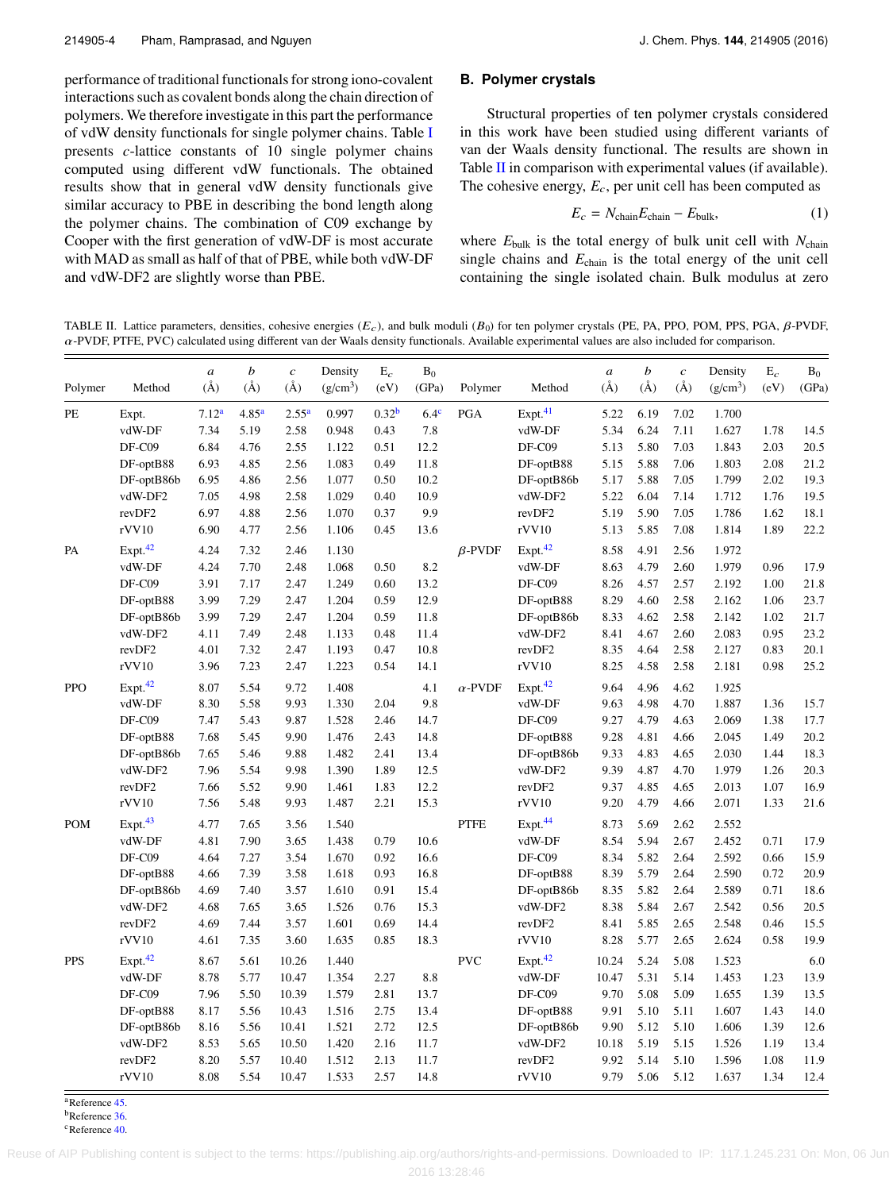performance of traditional functionals for strong iono-covalent interactions such as covalent bonds along the chain direction of polymers. We therefore investigate in this part the performance of vdW density functionals for single polymer chains. Table I presents $c$-lattice constants of 10 single polymer chains computed using different vdW functionals. The obtained results show that in general vdW density functionals give similar accuracy to PBE in describing the bond length along the polymer chains. The combination of C09 exchange by Cooper with the first generation of vdW-DF is most accurate with MAD as small as half of that of PBE, while both vdW-DF and vdW-DF2 are slightly worse than PBE.

## B. Polymer crystals

Structural properties of ten polymer crystals considered in this work have been studied using different variants of van der Waals density functional. The results are shown in Table II in comparison with experimental values (if available). The cohesive energy, $E_c$, per unit cell has been computed as

$$E_c = N_{\text{chain}} E_{\text{chain}} - E_{\text{bulk}}, \tag{1}$$

where $E_{\text{bulk}}$ is the total energy of bulk unit cell with $N_{\text{chain}}$ single chains and $E_{\text{chain}}$ is the total energy of the unit cell containing the single isolated chain. Bulk modulus at zero

TABLE II. Lattice parameters, densities, cohesive energies ($E_c$), and bulk moduli ($B_0$) for ten polymer crystals (PE, PA, PPO, POM, PPS, PGA, $\beta$-PVDF, $\alpha$-PVDF, PTFE, PVC) calculated using different van der Waals density functionals. Available experimental values are also included for comparison.

| Polymer | Method | $a$ (Å) | $b$ (Å) | $c$ (Å) | Density (g/cm$^3$) | $E_c$ (eV) | $B_0$ (GPa) | Polymer | Method | $a$ (Å) | $b$ (Å) | $c$ (Å) | Density (g/cm$^3$) | $E_c$ (eV) | $B_0$ (GPa) |
|---|---|---|---|---|---|---|---|---|---|---|---|---|---|---|---|
| PE | Expt. | 7.12[a] | 4.85[a] | 2.55[a] | 0.997 | 0.32[b] | 6.4[c] | PGA | Expt.[41] | 5.22 | 6.19 | 7.02 | 1.700 | | |
| | vdW-DF | 7.34 | 5.19 | 2.58 | 0.948 | 0.43 | 7.8 | | vdW-DF | 5.34 | 6.24 | 7.11 | 1.627 | 1.78 | 14.5 |
| | DF-C09 | 6.84 | 4.76 | 2.55 | 1.122 | 0.51 | 12.2 | | DF-C09 | 5.13 | 5.80 | 7.03 | 1.843 | 2.03 | 20.5 |
| | DF-optB88 | 6.93 | 4.85 | 2.56 | 1.083 | 0.49 | 11.8 | | DF-optB88 | 5.15 | 5.88 | 7.06 | 1.803 | 2.08 | 21.2 |
| | DF-optB86b | 6.95 | 4.86 | 2.56 | 1.077 | 0.50 | 10.2 | | DF-optB86b | 5.17 | 5.88 | 7.05 | 1.799 | 2.02 | 19.3 |
| | vdW-DF2 | 7.05 | 4.98 | 2.58 | 1.029 | 0.40 | 10.9 | | vdW-DF2 | 5.22 | 6.04 | 7.14 | 1.712 | 1.76 | 19.5 |
| | revDF2 | 6.97 | 4.88 | 2.56 | 1.070 | 0.37 | 9.9 | | revDF2 | 5.19 | 5.90 | 7.05 | 1.786 | 1.62 | 18.1 |
| | rVV10 | 6.90 | 4.77 | 2.56 | 1.106 | 0.45 | 13.6 | | rVV10 | 5.13 | 5.85 | 7.08 | 1.814 | 1.89 | 22.2 |
| PA | Expt.[42] | 4.24 | 7.32 | 2.46 | 1.130 | | | $\beta$-PVDF | Expt.[42] | 8.58 | 4.91 | 2.56 | 1.972 | | |
| | vdW-DF | 4.24 | 7.70 | 2.48 | 1.068 | 0.50 | 8.2 | | vdW-DF | 8.63 | 4.79 | 2.60 | 1.979 | 0.96 | 17.9 |
| | DF-C09 | 3.91 | 7.17 | 2.47 | 1.249 | 0.60 | 13.2 | | DF-C09 | 8.26 | 4.57 | 2.57 | 2.192 | 1.00 | 21.8 |
| | DF-optB88 | 3.99 | 7.29 | 2.47 | 1.204 | 0.59 | 12.9 | | DF-optB88 | 8.29 | 4.60 | 2.58 | 2.162 | 1.06 | 23.7 |
| | DF-optB86b | 3.99 | 7.29 | 2.47 | 1.204 | 0.59 | 11.8 | | DF-optB86b | 8.33 | 4.62 | 2.58 | 2.142 | 1.02 | 21.7 |
| | vdW-DF2 | 4.11 | 7.49 | 2.48 | 1.133 | 0.48 | 11.4 | | vdW-DF2 | 8.41 | 4.67 | 2.60 | 2.083 | 0.95 | 23.2 |
| | revDF2 | 4.01 | 7.32 | 2.47 | 1.193 | 0.47 | 10.8 | | revDF2 | 8.35 | 4.64 | 2.58 | 2.127 | 0.83 | 20.1 |
| | rVV10 | 3.96 | 7.23 | 2.47 | 1.223 | 0.54 | 14.1 | | rVV10 | 8.25 | 4.58 | 2.58 | 2.181 | 0.98 | 25.2 |
| PPO | Expt.[42] | 8.07 | 5.54 | 9.72 | 1.408 | | 4.1 | $\alpha$-PVDF | Expt.[42] | 9.64 | 4.96 | 4.62 | 1.925 | | |
| | vdW-DF | 8.30 | 5.58 | 9.93 | 1.330 | 2.04 | 9.8 | | vdW-DF | 9.63 | 4.98 | 4.70 | 1.887 | 1.36 | 15.7 |
| | DF-C09 | 7.47 | 5.43 | 9.87 | 1.528 | 2.46 | 14.7 | | DF-C09 | 9.27 | 4.79 | 4.63 | 2.069 | 1.38 | 17.7 |
| | DF-optB88 | 7.68 | 5.45 | 9.90 | 1.476 | 2.43 | 14.8 | | DF-optB88 | 9.28 | 4.81 | 4.66 | 2.045 | 1.49 | 20.2 |
| | DF-optB86b | 7.65 | 5.46 | 9.88 | 1.482 | 2.41 | 13.4 | | DF-optB86b | 9.33 | 4.83 | 4.65 | 2.030 | 1.44 | 18.3 |
| | vdW-DF2 | 7.96 | 5.54 | 9.98 | 1.390 | 1.89 | 12.5 | | vdW-DF2 | 9.39 | 4.87 | 4.70 | 1.979 | 1.26 | 20.3 |
| | revDF2 | 7.66 | 5.52 | 9.90 | 1.461 | 1.83 | 12.2 | | revDF2 | 9.37 | 4.85 | 4.65 | 2.013 | 1.07 | 16.9 |
| | rVV10 | 7.56 | 5.48 | 9.93 | 1.487 | 2.21 | 15.3 | | rVV10 | 9.20 | 4.79 | 4.66 | 2.071 | 1.33 | 21.6 |
| POM | Expt.[43] | 4.77 | 7.65 | 3.56 | 1.540 | | | PTFE | Expt.[44] | 8.73 | 5.69 | 2.62 | 2.552 | | |
| | vdW-DF | 4.81 | 7.90 | 3.65 | 1.438 | 0.79 | 10.6 | | vdW-DF | 8.54 | 5.94 | 2.67 | 2.452 | 0.71 | 17.9 |
| | DF-C09 | 4.64 | 7.27 | 3.54 | 1.670 | 0.92 | 16.6 | | DF-C09 | 8.34 | 5.82 | 2.64 | 2.592 | 0.66 | 15.9 |
| | DF-optB88 | 4.66 | 7.39 | 3.58 | 1.618 | 0.93 | 16.8 | | DF-optB88 | 8.39 | 5.79 | 2.64 | 2.590 | 0.72 | 20.9 |
| | DF-optB86b | 4.69 | 7.40 | 3.57 | 1.610 | 0.91 | 15.4 | | DF-optB86b | 8.35 | 5.82 | 2.64 | 2.589 | 0.71 | 18.6 |
| | vdW-DF2 | 4.68 | 7.65 | 3.65 | 1.526 | 0.76 | 15.3 | | vdW-DF2 | 8.38 | 5.84 | 2.67 | 2.542 | 0.56 | 20.5 |
| | revDF2 | 4.69 | 7.44 | 3.57 | 1.601 | 0.69 | 14.4 | | revDF2 | 8.41 | 5.85 | 2.65 | 2.548 | 0.46 | 15.5 |
| | rVV10 | 4.61 | 7.35 | 3.60 | 1.635 | 0.85 | 18.3 | | rVV10 | 8.28 | 5.77 | 2.65 | 2.624 | 0.58 | 19.9 |
| PPS | Expt.[42] | 8.67 | 5.61 | 10.26 | 1.440 | | | PVC | Expt.[42] | 10.24 | 5.24 | 5.08 | 1.523 | | 6.0 |
| | vdW-DF | 8.78 | 5.77 | 10.47 | 1.354 | 2.27 | 8.8 | | vdW-DF | 10.47 | 5.31 | 5.14 | 1.453 | 1.23 | 13.9 |
| | DF-C09 | 7.96 | 5.50 | 10.39 | 1.579 | 2.81 | 13.7 | | DF-C09 | 9.70 | 5.08 | 5.09 | 1.655 | 1.39 | 13.5 |
| | DF-optB88 | 8.17 | 5.56 | 10.43 | 1.516 | 2.75 | 13.4 | | DF-optB88 | 9.91 | 5.10 | 5.11 | 1.607 | 1.43 | 14.0 |
| | DF-optB86b | 8.16 | 5.56 | 10.41 | 1.521 | 2.72 | 12.5 | | DF-optB86b | 9.90 | 5.12 | 5.10 | 1.606 | 1.39 | 12.6 |
| | vdW-DF2 | 8.53 | 5.65 | 10.50 | 1.420 | 2.16 | 11.7 | | vdW-DF2 | 10.18 | 5.19 | 5.15 | 1.526 | 1.19 | 13.4 |
| | revDF2 | 8.20 | 5.57 | 10.40 | 1.512 | 2.13 | 11.7 | | revDF2 | 9.92 | 5.14 | 5.10 | 1.596 | 1.08 | 11.9 |
| | rVV10 | 8.08 | 5.54 | 10.47 | 1.533 | 2.57 | 14.8 | | rVV10 | 9.79 | 5.06 | 5.12 | 1.637 | 1.34 | 12.4 |

[a]Reference 45.
[b]Reference 36.
[c]Reference 40.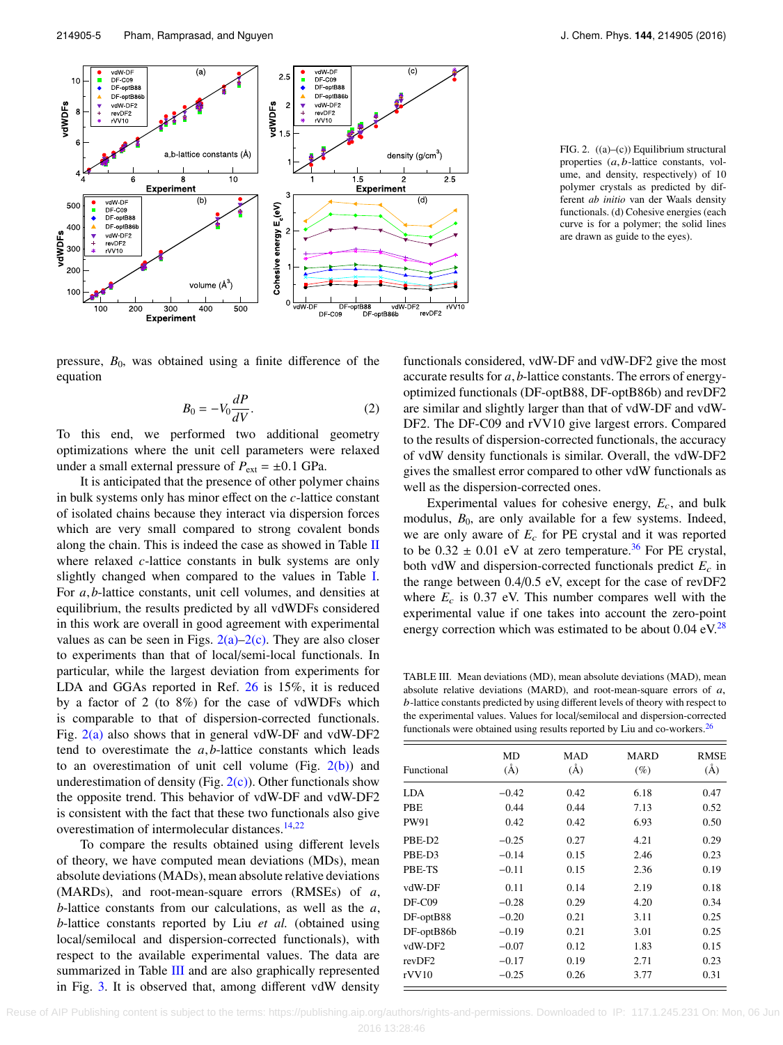FIG. 2. ((a)–(c)) Equilibrium structural properties ($a, b$-lattice constants, volume, and density, respectively) of 10 polymer crystals as predicted by different *ab initio* van der Waals density functionals. (d) Cohesive energies (each curve is for a polymer; the solid lines are drawn as guide to the eyes).

pressure, $B_0$, was obtained using a finite difference of the equation

$$B_0 = -V_0 \frac{dP}{dV}. \tag{2}$$

To this end, we performed two additional geometry optimizations where the unit cell parameters were relaxed under a small external pressure of $P_{ext} = \pm 0.1$ GPa.

It is anticipated that the presence of other polymer chains in bulk systems only has minor effect on the $c$-lattice constant of isolated chains because they interact via dispersion forces which are very small compared to strong covalent bonds along the chain. This is indeed the case as showed in Table II where relaxed $c$-lattice constants in bulk systems are only slightly changed when compared to the values in Table I. For $a, b$-lattice constants, unit cell volumes, and densities at equilibrium, the results predicted by all vdWDFs considered in this work are overall in good agreement with experimental values as can be seen in Figs. 2(a)–2(c). They are also closer to experiments than that of local/semi-local functionals. In particular, while the largest deviation from experiments for LDA and GGAs reported in Ref. 26 is 15%, it is reduced by a factor of 2 (to 8%) for the case of vdWDFs which is comparable to that of dispersion-corrected functionals. Fig. 2(a) also shows that in general vdW-DF and vdW-DF2 tend to overestimate the $a, b$-lattice constants which leads to an overestimation of unit cell volume (Fig. 2(b)) and underestimation of density (Fig. 2(c)). Other functionals show the opposite trend. This behavior of vdW-DF and vdW-DF2 is consistent with the fact that these two functionals also give overestimation of intermolecular distances.[14,22]

To compare the results obtained using different levels of theory, we have computed mean deviations (MDs), mean absolute deviations (MADs), mean absolute relative deviations (MARDs), and root-mean-square errors (RMSEs) of $a$, $b$-lattice constants from our calculations, as well as the $a$, $b$-lattice constants reported by Liu *et al.* (obtained using local/semilocal and dispersion-corrected functionals), with respect to the available experimental values. The data are summarized in Table III and are also graphically represented in Fig. 3. It is observed that, among different vdW density functionals considered, vdW-DF and vdW-DF2 give the most accurate results for $a, b$-lattice constants. The errors of energy-optimized functionals (DF-optB88, DF-optB86b) and revDF2 are similar and slightly larger than that of vdW-DF and vdW-DF2. The DF-C09 and rVV10 give largest errors. Compared to the results of dispersion-corrected functionals, the accuracy of vdW density functionals is similar. Overall, the vdW-DF2 gives the smallest error compared to other vdW functionals as well as the dispersion-corrected ones.

Experimental values for cohesive energy, $E_c$, and bulk modulus, $B_0$, are only available for a few systems. Indeed, we are only aware of $E_c$ for PE crystal and it was reported to be $0.32 \pm 0.01$ eV at zero temperature.[36] For PE crystal, both vdW and dispersion-corrected functionals predict $E_c$ in the range between 0.4/0.5 eV, except for the case of revDF2 where $E_c$ is 0.37 eV. This number compares well with the experimental value if one takes into account the zero-point energy correction which was estimated to be about 0.04 eV.[28]

TABLE III. Mean deviations (MD), mean absolute deviations (MAD), mean absolute relative deviations (MARD), and root-mean-square errors of $a$, $b$-lattice constants predicted by using different levels of theory with respect to the experimental values. Values for local/semilocal and dispersion-corrected functionals were obtained using results reported by Liu and co-workers.[26]

| Functional | MD (Å) | MAD (Å) | MARD (%) | RMSE (Å) |
|---|---|---|---|---|
| LDA | −0.42 | 0.42 | 6.18 | 0.47 |
| PBE | 0.44 | 0.44 | 7.13 | 0.52 |
| PW91 | 0.42 | 0.42 | 6.93 | 0.50 |
| PBE-D2 | −0.25 | 0.27 | 4.21 | 0.29 |
| PBE-D3 | −0.14 | 0.15 | 2.46 | 0.23 |
| PBE-TS | −0.11 | 0.15 | 2.36 | 0.19 |
| vdW-DF | 0.11 | 0.14 | 2.19 | 0.18 |
| DF-C09 | −0.28 | 0.29 | 4.20 | 0.34 |
| DF-optB88 | −0.20 | 0.21 | 3.11 | 0.25 |
| DF-optB86b | −0.19 | 0.21 | 3.01 | 0.25 |
| vdW-DF2 | −0.07 | 0.12 | 1.83 | 0.15 |
| revDF2 | −0.17 | 0.19 | 2.71 | 0.23 |
| rVV10 | −0.25 | 0.26 | 3.77 | 0.31 |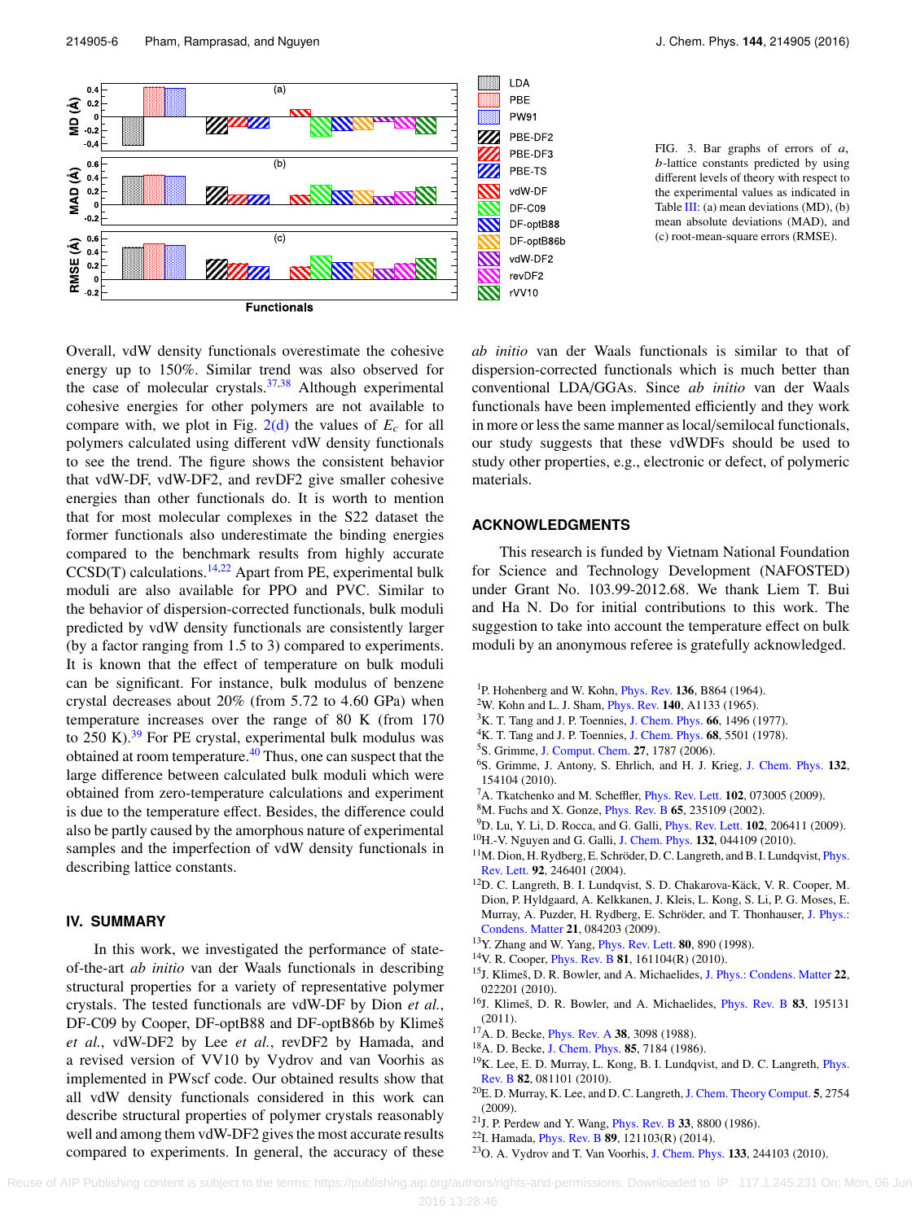FIG. 3. Bar graphs of errors of $a$, $b$-lattice constants predicted by using different levels of theory with respect to the experimental values as indicated in Table III: (a) mean deviations (MD), (b) mean absolute deviations (MAD), and (c) root-mean-square errors (RMSE).

Overall, vdW density functionals overestimate the cohesive energy up to 150%. Similar trend was also observed for the case of molecular crystals.[37,38] Although experimental cohesive energies for other polymers are not available to compare with, we plot in Fig. 2(d) the values of $E_c$ for all polymers calculated using different vdW density functionals to see the trend. The figure shows the consistent behavior that vdW-DF, vdW-DF2, and revDF2 give smaller cohesive energies than other functionals do. It is worth to mention that for most molecular complexes in the S22 dataset the former functionals also underestimate the binding energies compared to the benchmark results from highly accurate CCSD(T) calculations.[14,22] Apart from PE, experimental bulk moduli are also available for PPO and PVC. Similar to the behavior of dispersion-corrected functionals, bulk moduli predicted by vdW density functionals are consistently larger (by a factor ranging from 1.5 to 3) compared to experiments. It is known that the effect of temperature on bulk moduli can be significant. For instance, bulk modulus of benzene crystal decreases about 20% (from 5.72 to 4.60 GPa) when temperature increases over the range of 80 K (from 170 to 250 K).[39] For PE crystal, experimental bulk modulus was obtained at room temperature.[40] Thus, one can suspect that the large difference between calculated bulk moduli which were obtained from zero-temperature calculations and experiment is due to the temperature effect. Besides, the difference could also be partly caused by the amorphous nature of experimental samples and the imperfection of vdW density functionals in describing lattice constants.

## IV. SUMMARY

In this work, we investigated the performance of state-of-the-art *ab initio* van der Waals functionals in describing structural properties for a variety of representative polymer crystals. The tested functionals are vdW-DF by Dion *et al.*, DF-C09 by Cooper, DF-optB88 and DF-optB86b by Klimeš *et al.*, vdW-DF2 by Lee *et al.*, revDF2 by Hamada, and a revised version of VV10 by Vydrov and van Voorhis as implemented in PWscf code. Our obtained results show that all vdW density functionals considered in this work can describe structural properties of polymer crystals reasonably well and among them vdW-DF2 gives the most accurate results compared to experiments. In general, the accuracy of these *ab initio* van der Waals functionals is similar to that of dispersion-corrected functionals which is much better than conventional LDA/GGAs. Since *ab initio* van der Waals functionals have been implemented efficiently and they work in more or less the same manner as local/semilocal functionals, our study suggests that these vdWDFs should be used to study other properties, e.g., electronic or defect, of polymeric materials.

## ACKNOWLEDGMENTS

This research is funded by Vietnam National Foundation for Science and Technology Development (NAFOSTED) under Grant No. 103.99-2012.68. We thank Liem T. Bui and Ha N. Do for initial contributions to this work. The suggestion to take into account the temperature effect on bulk moduli by an anonymous referee is gratefully acknowledged.

[1] P. Hohenberg and W. Kohn, Phys. Rev. **136**, B864 (1964).
[2] W. Kohn and L. J. Sham, Phys. Rev. **140**, A1133 (1965).
[3] K. T. Tang and J. P. Toennies, J. Chem. Phys. **66**, 1496 (1977).
[4] K. T. Tang and J. P. Toennies, J. Chem. Phys. **68**, 5501 (1978).
[5] S. Grimme, J. Comput. Chem. **27**, 1787 (2006).
[6] S. Grimme, J. Antony, S. Ehrlich, and H. J. Krieg, J. Chem. Phys. **132**, 154104 (2010).
[7] A. Tkatchenko and M. Scheffler, Phys. Rev. Lett. **102**, 073005 (2009).
[8] M. Fuchs and X. Gonze, Phys. Rev. B **65**, 235109 (2002).
[9] D. Lu, Y. Li, D. Rocca, and G. Galli, Phys. Rev. Lett. **102**, 206411 (2009).
[10] H.-V. Nguyen and G. Galli, J. Chem. Phys. **132**, 044109 (2010).
[11] M. Dion, H. Rydberg, E. Schröder, D. C. Langreth, and B. I. Lundqvist, Phys. Rev. Lett. **92**, 246401 (2004).
[12] D. C. Langreth, B. I. Lundqvist, S. D. Chakarova-Käck, V. R. Cooper, M. Dion, P. Hyldgaard, A. Kelkkanen, J. Kleis, L. Kong, S. Li, P. G. Moses, E. Murray, A. Puzder, H. Rydberg, E. Schröder, and T. Thonhauser, J. Phys.: Condens. Matter **21**, 084203 (2009).
[13] Y. Zhang and W. Yang, Phys. Rev. Lett. **80**, 890 (1998).
[14] V. R. Cooper, Phys. Rev. B **81**, 161104(R) (2010).
[15] J. Klimeš, D. R. Bowler, and A. Michaelides, J. Phys.: Condens. Matter **22**, 022201 (2010).
[16] J. Klimeš, D. R. Bowler, and A. Michaelides, Phys. Rev. B **83**, 195131 (2011).
[17] A. D. Becke, Phys. Rev. A **38**, 3098 (1988).
[18] A. D. Becke, J. Chem. Phys. **85**, 7184 (1986).
[19] K. Lee, E. D. Murray, L. Kong, B. I. Lundqvist, and D. C. Langreth, Phys. Rev. B **82**, 081101 (2010).
[20] E. D. Murray, K. Lee, and D. C. Langreth, J. Chem. Theory Comput. **5**, 2754 (2009).
[21] J. P. Perdew and Y. Wang, Phys. Rev. B **33**, 8800 (1986).
[22] I. Hamada, Phys. Rev. B **89**, 121103(R) (2014).
[23] O. A. Vydrov and T. Van Voorhis, J. Chem. Phys. **133**, 244103 (2010).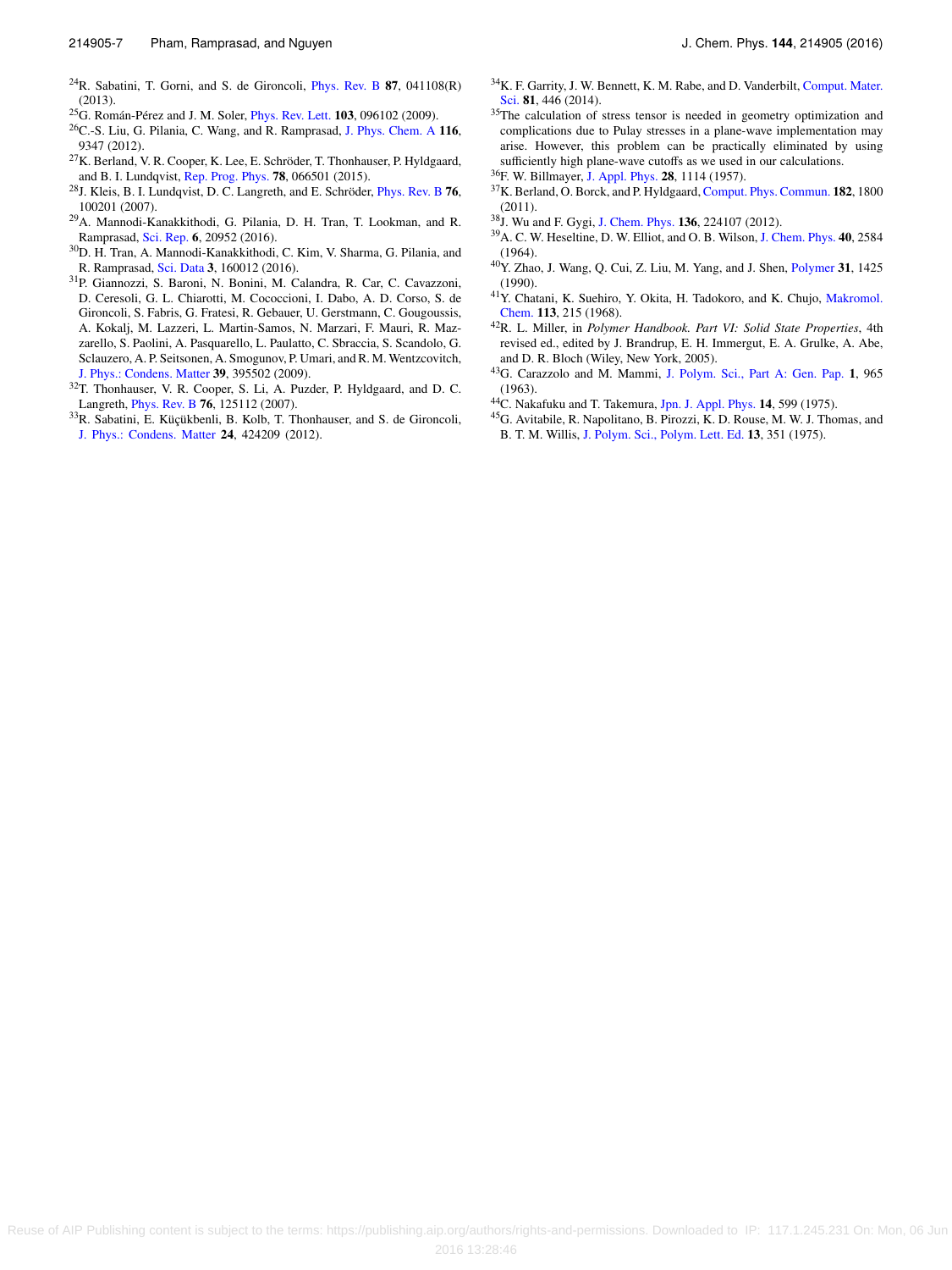[24] R. Sabatini, T. Gorni, and S. de Gironcoli, Phys. Rev. B **87**, 041108(R) (2013).

[25] G. Román-Pérez and J. M. Soler, Phys. Rev. Lett. **103**, 096102 (2009).

[26] C.-S. Liu, G. Pilania, C. Wang, and R. Ramprasad, J. Phys. Chem. A **116**, 9347 (2012).

[27] K. Berland, V. R. Cooper, K. Lee, E. Schröder, T. Thonhauser, P. Hyldgaard, and B. I. Lundqvist, Rep. Prog. Phys. **78**, 066501 (2015).

[28] J. Kleis, B. I. Lundqvist, D. C. Langreth, and E. Schröder, Phys. Rev. B **76**, 100201 (2007).

[29] A. Mannodi-Kanakkithodi, G. Pilania, D. H. Tran, T. Lookman, and R. Ramprasad, Sci. Rep. **6**, 20952 (2016).

[30] D. H. Tran, A. Mannodi-Kanakkithodi, C. Kim, V. Sharma, G. Pilania, and R. Ramprasad, Sci. Data **3**, 160012 (2016).

[31] P. Giannozzi, S. Baroni, N. Bonini, M. Calandra, R. Car, C. Cavazzoni, D. Ceresoli, G. L. Chiarotti, M. Cococcioni, I. Dabo, A. D. Corso, S. de Gironcoli, S. Fabris, G. Fratesi, R. Gebauer, U. Gerstmann, C. Gougoussis, A. Kokalj, M. Lazzeri, L. Martin-Samos, N. Marzari, F. Mauri, R. Mazzarello, S. Paolini, A. Pasquarello, L. Paulatto, C. Sbraccia, S. Scandolo, G. Sclauzero, A. P. Seitsonen, A. Smogunov, P. Umari, and R. M. Wentzcovitch, J. Phys.: Condens. Matter **39**, 395502 (2009).

[32] T. Thonhauser, V. R. Cooper, S. Li, A. Puzder, P. Hyldgaard, and D. C. Langreth, Phys. Rev. B **76**, 125112 (2007).

[33] R. Sabatini, E. Küçükbenli, B. Kolb, T. Thonhauser, and S. de Gironcoli, J. Phys.: Condens. Matter **24**, 424209 (2012).

[34] K. F. Garrity, J. W. Bennett, K. M. Rabe, and D. Vanderbilt, Comput. Mater. Sci. **81**, 446 (2014).

[35] The calculation of stress tensor is needed in geometry optimization and complications due to Pulay stresses in a plane-wave implementation may arise. However, this problem can be practically eliminated by using sufficiently high plane-wave cutoffs as we used in our calculations.

[36] F. W. Billmayer, J. Appl. Phys. **28**, 1114 (1957).

[37] K. Berland, O. Borck, and P. Hyldgaard, Comput. Phys. Commun. **182**, 1800 (2011).

[38] J. Wu and F. Gygi, J. Chem. Phys. **136**, 224107 (2012).

[39] A. C. W. Heseltine, D. W. Elliot, and O. B. Wilson, J. Chem. Phys. **40**, 2584 (1964).

[40] Y. Zhao, J. Wang, Q. Cui, Z. Liu, M. Yang, and J. Shen, Polymer **31**, 1425 (1990).

[41] Y. Chatani, K. Suehiro, Y. Okita, H. Tadokoro, and K. Chujo, Makromol. Chem. **113**, 215 (1968).

[42] R. L. Miller, in *Polymer Handbook. Part VI: Solid State Properties*, 4th revised ed., edited by J. Brandrup, E. H. Immergut, E. A. Grulke, A. Abe, and D. R. Bloch (Wiley, New York, 2005).

[43] G. Carazzolo and M. Mammi, J. Polym. Sci., Part A: Gen. Pap. **1**, 965 (1963).

[44] C. Nakafuku and T. Takemura, Jpn. J. Appl. Phys. **14**, 599 (1975).

[45] G. Avitabile, R. Napolitano, B. Pirozzi, K. D. Rouse, M. W. J. Thomas, and B. T. M. Willis, J. Polym. Sci., Polym. Lett. Ed. **13**, 351 (1975).